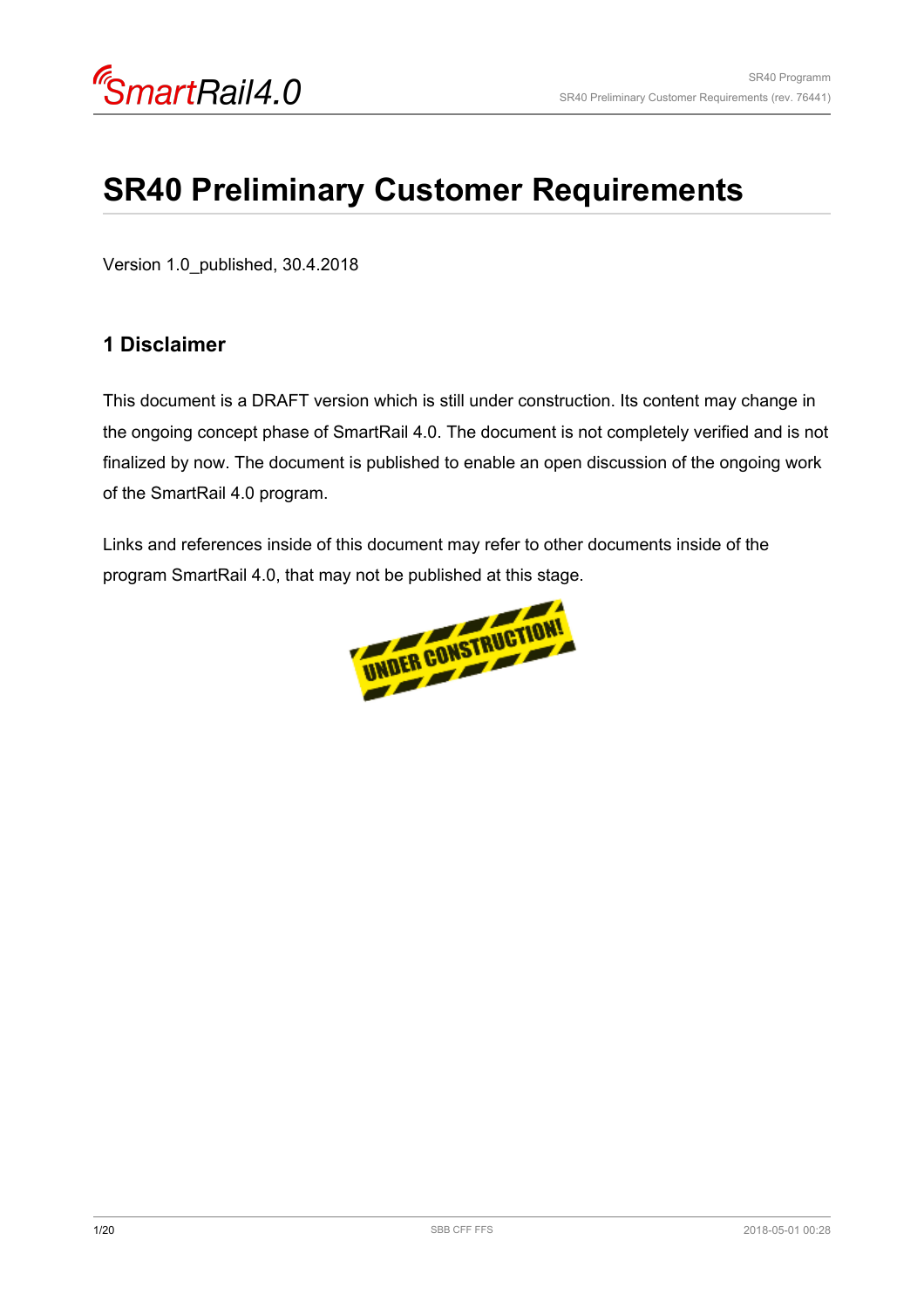# SR40 Preliminary Customer Requirements

Version 1.0_published, 30.4.2018

## 1 Disclaimer

This document is a DRAFT version which is still under construction. Its content may change in the ongoing concept phase of SmartRail 4.0. The document is not completely verified and is not finalized by now. The document is published to enable an open discussion of the ongoing work of the SmartRail 4.0 program.

Links and references inside of this document may refer to other documents inside of the program SmartRail 4.0, that may not be published at this stage.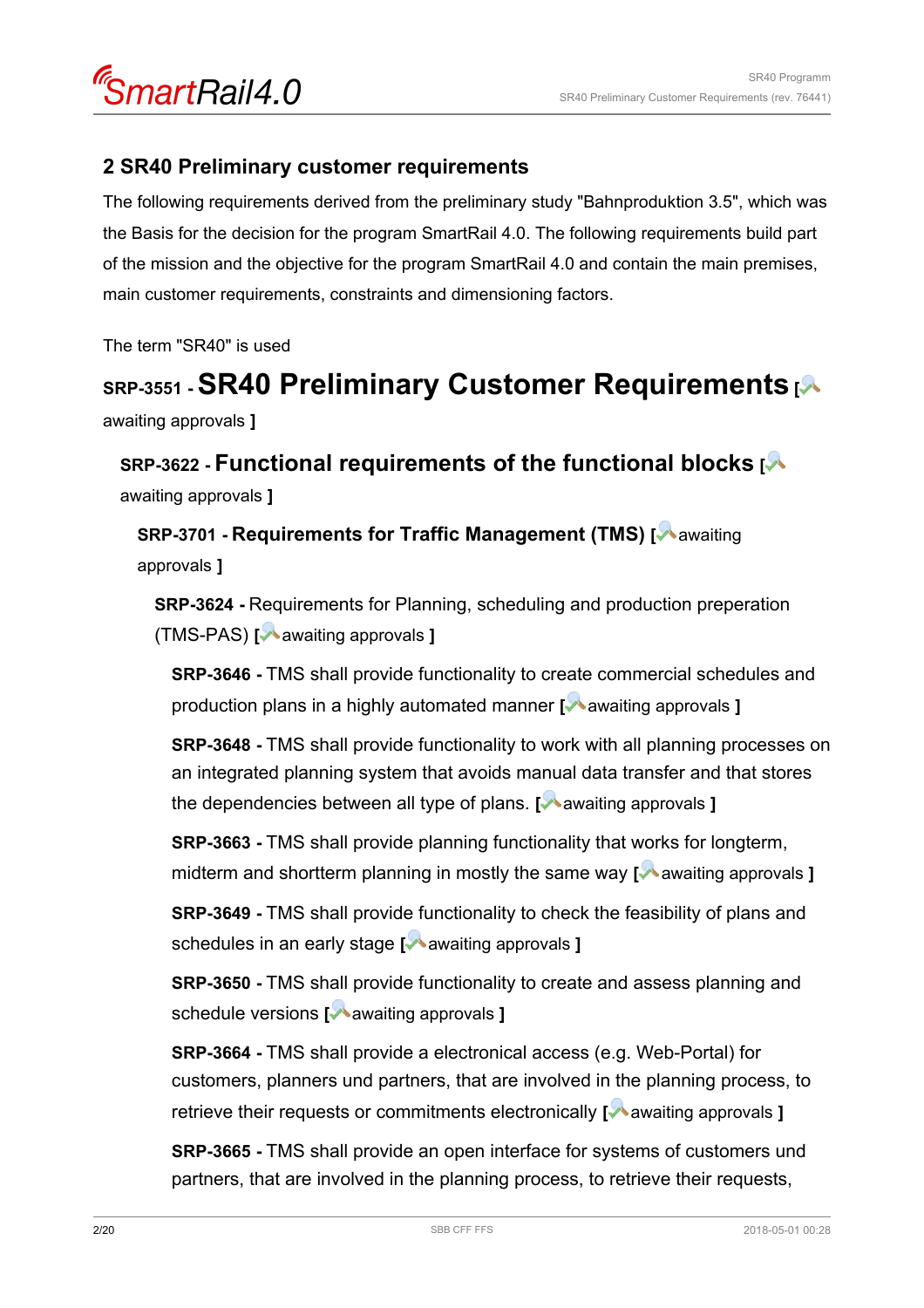## 2 SR40 Preliminary customer requirements

The following requirements derived from the preliminary study "Bahnproduktion 3.5", which was the Basis for the decision for the program SmartRail 4.0. The following requirements build part of the mission and the objective for the program SmartRail 4.0 and contain the main premises, main customer requirements, constraints and dimensioning factors.

The term "SR40" is used

# SRP-3551 - SR40 Preliminary Customer Requirements [awaiting approvals ]

## SRP-3622 - Functional requirements of the functional blocks [awaiting approvals ]

### SRP-3701 - Requirements for Traffic Management (TMS) [awaiting approvals ]

**SRP-3624 -** Requirements for Planning, scheduling and production preperation (TMS-PAS) [awaiting approvals ]

**SRP-3646 -** TMS shall provide functionality to create commercial schedules and production plans in a highly automated manner [awaiting approvals ]

**SRP-3648 -** TMS shall provide functionality to work with all planning processes on an integrated planning system that avoids manual data transfer and that stores the dependencies between all type of plans. [awaiting approvals ]

**SRP-3663 -** TMS shall provide planning functionality that works for longterm, midterm and shortterm planning in mostly the same way [awaiting approvals ]

**SRP-3649 -** TMS shall provide functionality to check the feasibility of plans and schedules in an early stage [awaiting approvals ]

**SRP-3650 -** TMS shall provide functionality to create and assess planning and schedule versions [awaiting approvals ]

**SRP-3664 -** TMS shall provide a electronical access (e.g. Web-Portal) for customers, planners und partners, that are involved in the planning process, to retrieve their requests or commitments electronically [awaiting approvals ]

**SRP-3665 -** TMS shall provide an open interface for systems of customers und partners, that are involved in the planning process, to retrieve their requests,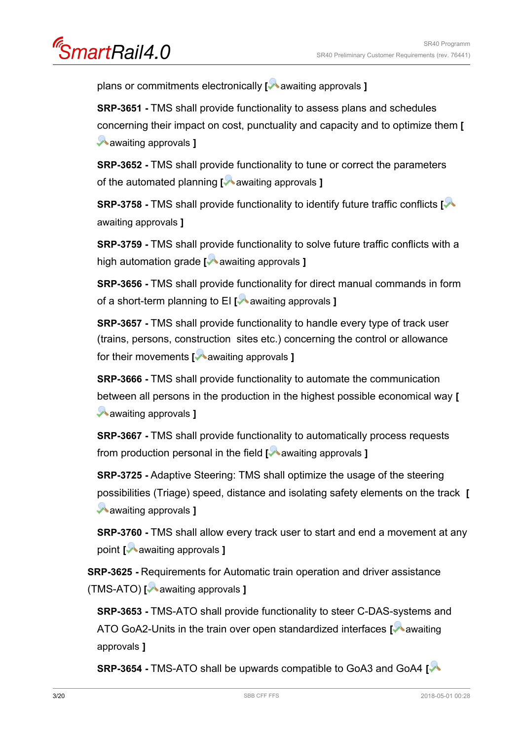plans or commitments electronically [ awaiting approvals ]

**SRP-3651 -** TMS shall provide functionality to assess plans and schedules concerning their impact on cost, punctuality and capacity and to optimize them [ awaiting approvals ]

**SRP-3652 -** TMS shall provide functionality to tune or correct the parameters of the automated planning [ awaiting approvals ]

**SRP-3758 -** TMS shall provide functionality to identify future traffic conflicts [ awaiting approvals ]

**SRP-3759 -** TMS shall provide functionality to solve future traffic conflicts with a high automation grade [ awaiting approvals ]

**SRP-3656 -** TMS shall provide functionality for direct manual commands in form of a short-term planning to EI [ awaiting approvals ]

**SRP-3657 -** TMS shall provide functionality to handle every type of track user (trains, persons, construction sites etc.) concerning the control or allowance for their movements [ awaiting approvals ]

**SRP-3666 -** TMS shall provide functionality to automate the communication between all persons in the production in the highest possible economical way [ awaiting approvals ]

**SRP-3667 -** TMS shall provide functionality to automatically process requests from production personal in the field [ awaiting approvals ]

**SRP-3725 -** Adaptive Steering: TMS shall optimize the usage of the steering possibilities (Triage) speed, distance and isolating safety elements on the track [ awaiting approvals ]

**SRP-3760 -** TMS shall allow every track user to start and end a movement at any point [ awaiting approvals ]

**SRP-3625 -** Requirements for Automatic train operation and driver assistance (TMS-ATO) [ awaiting approvals ]

**SRP-3653 -** TMS-ATO shall provide functionality to steer C-DAS-systems and ATO GoA2-Units in the train over open standardized interfaces [ awaiting approvals ]

**SRP-3654 -** TMS-ATO shall be upwards compatible to GoA3 and GoA4 [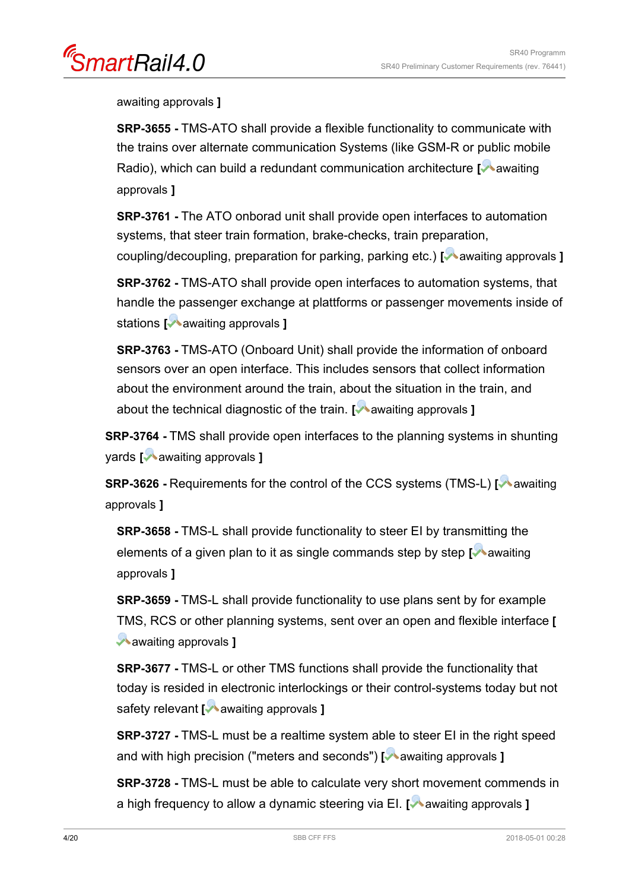awaiting approvals ]

**SRP-3655 -** TMS-ATO shall provide a flexible functionality to communicate with the trains over alternate communication Systems (like GSM-R or public mobile Radio), which can build a redundant communication architecture [ awaiting approvals ]

**SRP-3761 -** The ATO onborad unit shall provide open interfaces to automation systems, that steer train formation, brake-checks, train preparation, coupling/decoupling, preparation for parking, parking etc.) [ awaiting approvals ]

**SRP-3762 -** TMS-ATO shall provide open interfaces to automation systems, that handle the passenger exchange at plattforms or passenger movements inside of stations [ awaiting approvals ]

**SRP-3763 -** TMS-ATO (Onboard Unit) shall provide the information of onboard sensors over an open interface. This includes sensors that collect information about the environment around the train, about the situation in the train, and about the technical diagnostic of the train. [ awaiting approvals ]

**SRP-3764 -** TMS shall provide open interfaces to the planning systems in shunting yards [ awaiting approvals ]

**SRP-3626 -** Requirements for the control of the CCS systems (TMS-L) [ awaiting approvals ]

**SRP-3658 -** TMS-L shall provide functionality to steer EI by transmitting the elements of a given plan to it as single commands step by step [ awaiting approvals ]

**SRP-3659 -** TMS-L shall provide functionality to use plans sent by for example TMS, RCS or other planning systems, sent over an open and flexible interface [ awaiting approvals ]

**SRP-3677 -** TMS-L or other TMS functions shall provide the functionality that today is resided in electronic interlockings or their control-systems today but not safety relevant [ awaiting approvals ]

**SRP-3727 -** TMS-L must be a realtime system able to steer EI in the right speed and with high precision ("meters and seconds") [ awaiting approvals ]

**SRP-3728 -** TMS-L must be able to calculate very short movement commends in a high frequency to allow a dynamic steering via EI. [ awaiting approvals ]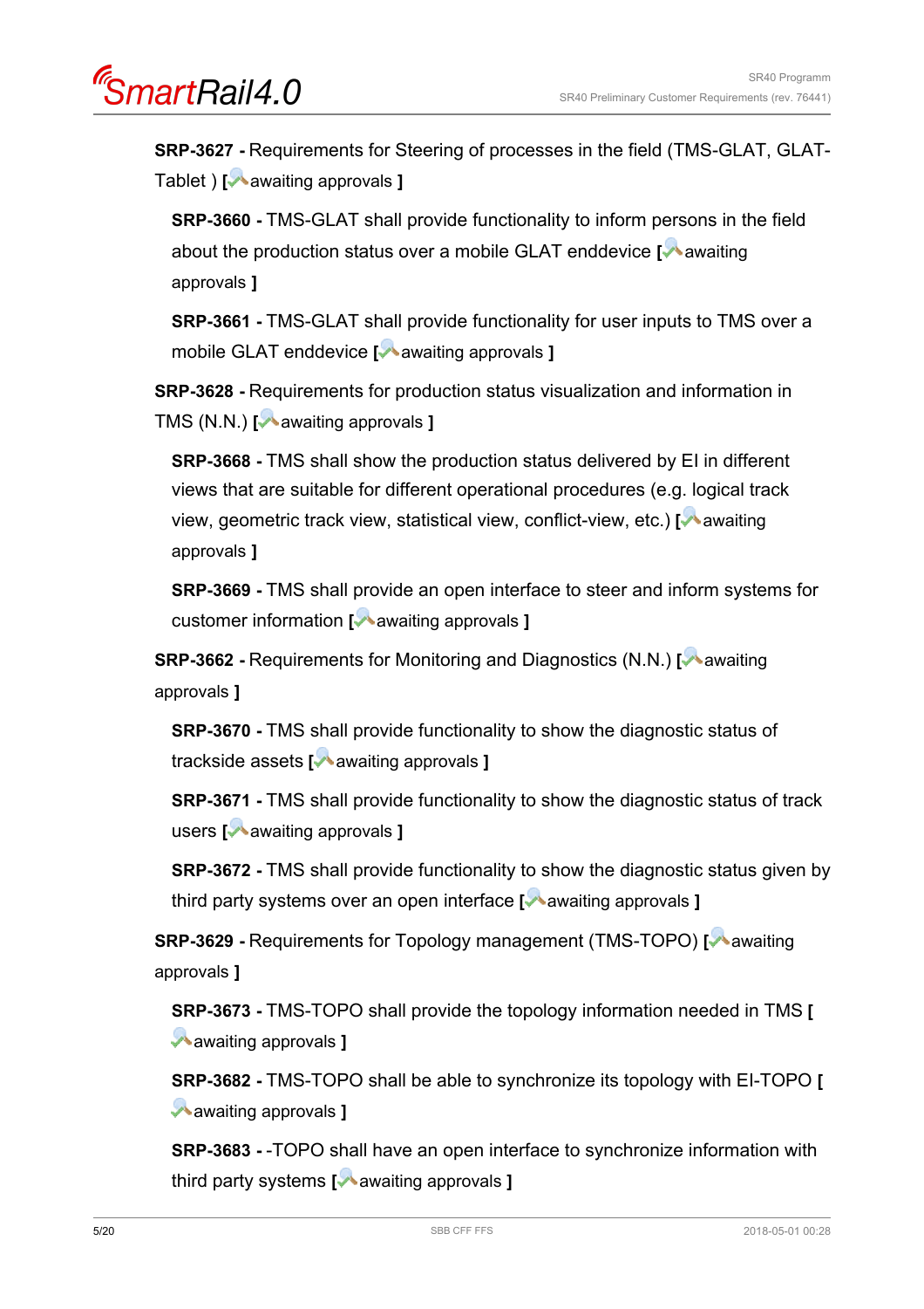**SRP-3627 -** Requirements for Steering of processes in the field (TMS-GLAT, GLAT-Tablet ) **[** awaiting approvals **]**

**SRP-3660 -** TMS-GLAT shall provide functionality to inform persons in the field about the production status over a mobile GLAT enddevice **[** awaiting approvals **]**

**SRP-3661 -** TMS-GLAT shall provide functionality for user inputs to TMS over a mobile GLAT enddevice **[** awaiting approvals **]**

**SRP-3628 -** Requirements for production status visualization and information in TMS (N.N.) **[** awaiting approvals **]**

**SRP-3668 -** TMS shall show the production status delivered by EI in different views that are suitable for different operational procedures (e.g. logical track view, geometric track view, statistical view, conflict-view, etc.) **[** awaiting approvals **]**

**SRP-3669 -** TMS shall provide an open interface to steer and inform systems for customer information **[** awaiting approvals **]**

**SRP-3662 -** Requirements for Monitoring and Diagnostics (N.N.) **[** awaiting approvals **]**

**SRP-3670 -** TMS shall provide functionality to show the diagnostic status of trackside assets **[** awaiting approvals **]**

**SRP-3671 -** TMS shall provide functionality to show the diagnostic status of track users **[** awaiting approvals **]**

**SRP-3672 -** TMS shall provide functionality to show the diagnostic status given by third party systems over an open interface **[** awaiting approvals **]**

**SRP-3629 -** Requirements for Topology management (TMS-TOPO) **[** awaiting approvals **]**

**SRP-3673 -** TMS-TOPO shall provide the topology information needed in TMS **[** awaiting approvals **]**

**SRP-3682 -** TMS-TOPO shall be able to synchronize its topology with EI-TOPO **[** awaiting approvals **]**

**SRP-3683 -** -TOPO shall have an open interface to synchronize information with third party systems **[** awaiting approvals **]**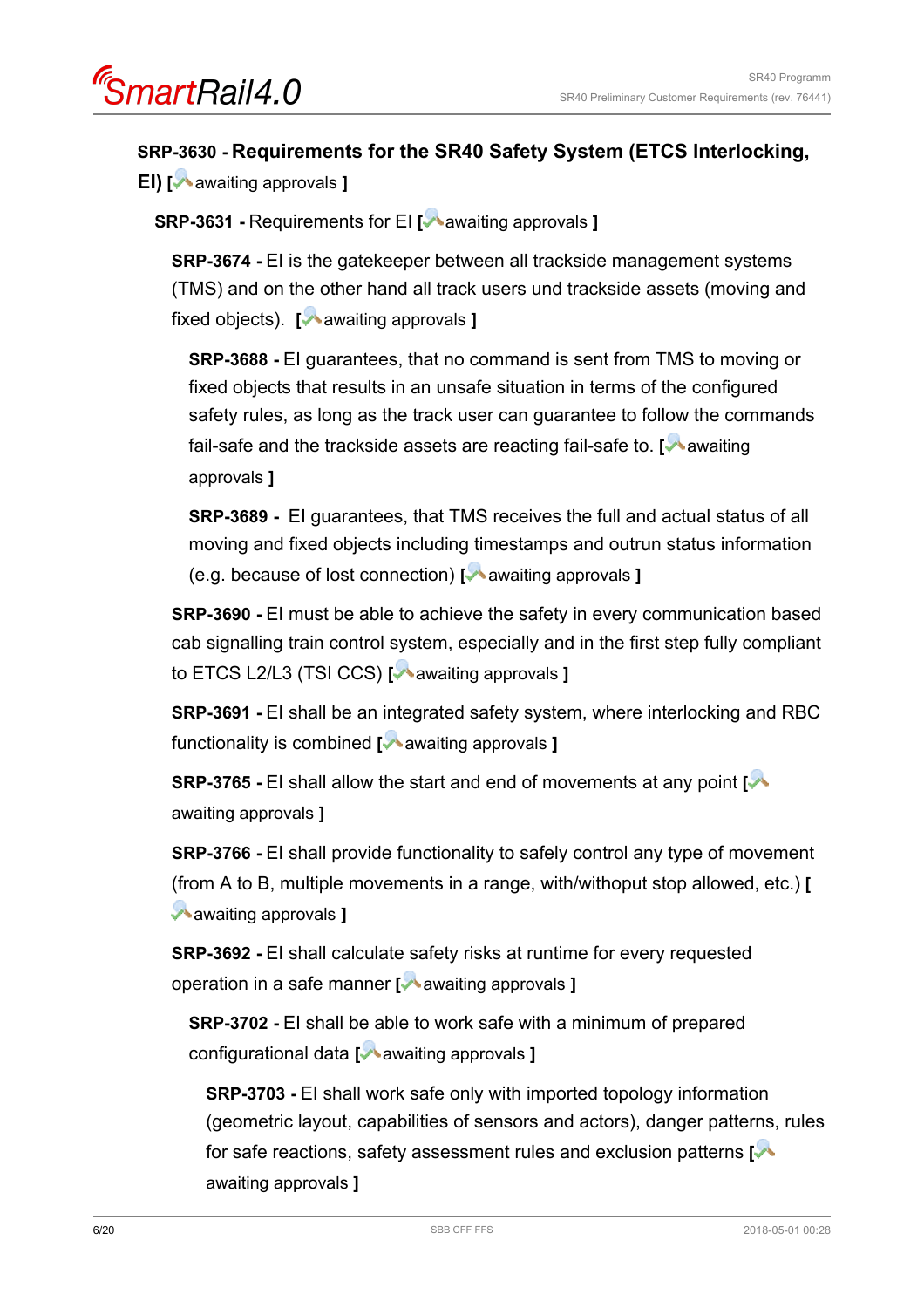**SRP-3630 - Requirements for the SR40 Safety System (ETCS Interlocking, EI)** [awaiting approvals ]

**SRP-3631 -** Requirements for EI [awaiting approvals ]

**SRP-3674 -** EI is the gatekeeper between all trackside management systems (TMS) and on the other hand all track users und trackside assets (moving and fixed objects). [awaiting approvals ]

**SRP-3688 -** EI guarantees, that no command is sent from TMS to moving or fixed objects that results in an unsafe situation in terms of the configured safety rules, as long as the track user can guarantee to follow the commands fail-safe and the trackside assets are reacting fail-safe to. [awaiting approvals ]

**SRP-3689 -** EI guarantees, that TMS receives the full and actual status of all moving and fixed objects including timestamps and outrun status information (e.g. because of lost connection) [awaiting approvals ]

**SRP-3690 -** EI must be able to achieve the safety in every communication based cab signalling train control system, especially and in the first step fully compliant to ETCS L2/L3 (TSI CCS) [awaiting approvals ]

**SRP-3691 -** EI shall be an integrated safety system, where interlocking and RBC functionality is combined [awaiting approvals ]

**SRP-3765 -** EI shall allow the start and end of movements at any point [awaiting approvals ]

**SRP-3766 -** EI shall provide functionality to safely control any type of movement (from A to B, multiple movements in a range, with/withoput stop allowed, etc.) [awaiting approvals ]

**SRP-3692 -** EI shall calculate safety risks at runtime for every requested operation in a safe manner [awaiting approvals ]

**SRP-3702 -** EI shall be able to work safe with a minimum of prepared configurational data [awaiting approvals ]

**SRP-3703 -** EI shall work safe only with imported topology information (geometric layout, capabilities of sensors and actors), danger patterns, rules for safe reactions, safety assessment rules and exclusion patterns [awaiting approvals ]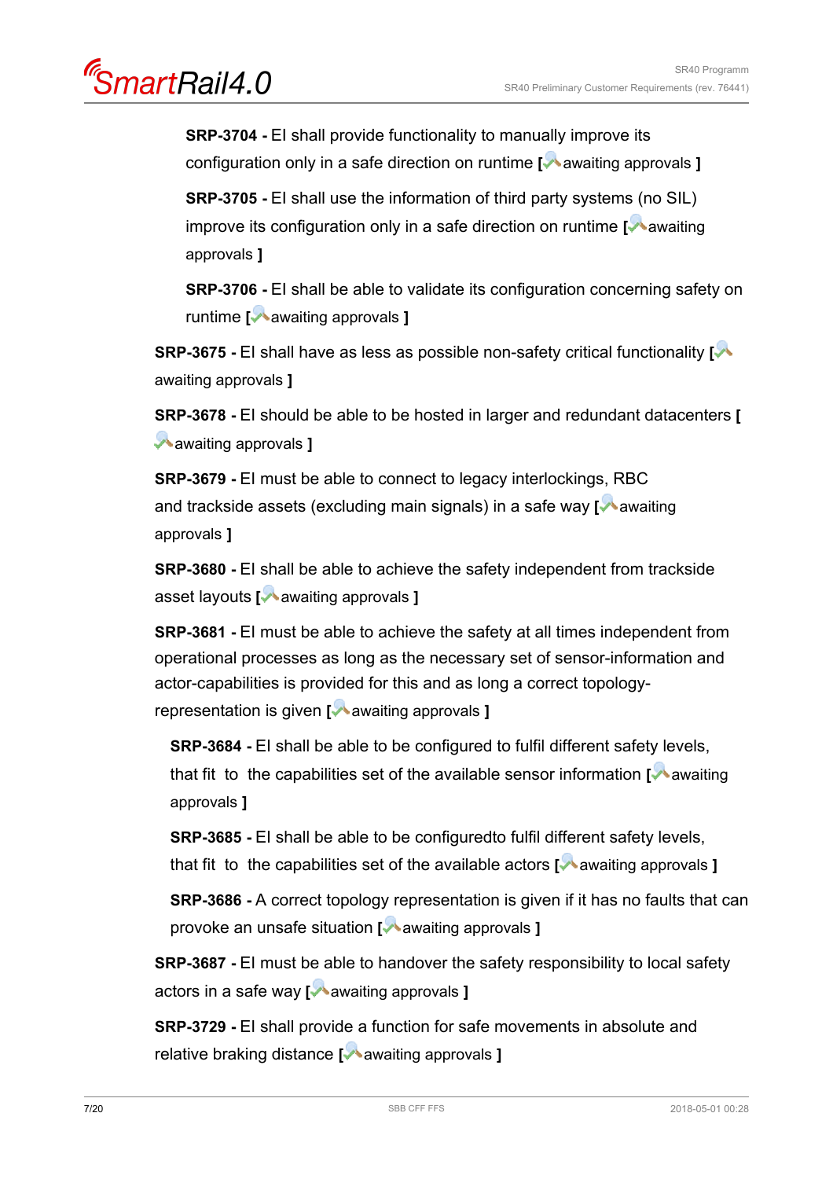**SRP-3704 -** EI shall provide functionality to manually improve its configuration only in a safe direction on runtime [awaiting approvals ]

**SRP-3705 -** EI shall use the information of third party systems (no SIL) improve its configuration only in a safe direction on runtime [awaiting approvals ]

**SRP-3706 -** EI shall be able to validate its configuration concerning safety on runtime [awaiting approvals ]

**SRP-3675 -** EI shall have as less as possible non-safety critical functionality [awaiting approvals ]

**SRP-3678 -** EI should be able to be hosted in larger and redundant datacenters [awaiting approvals ]

**SRP-3679 -** EI must be able to connect to legacy interlockings, RBC and trackside assets (excluding main signals) in a safe way [awaiting approvals ]

**SRP-3680 -** EI shall be able to achieve the safety independent from trackside asset layouts [awaiting approvals ]

**SRP-3681 -** EI must be able to achieve the safety at all times independent from operational processes as long as the necessary set of sensor-information and actor-capabilities is provided for this and as long a correct topology-representation is given [awaiting approvals ]

**SRP-3684 -** EI shall be able to be configured to fulfil different safety levels, that fit to the capabilities set of the available sensor information [awaiting approvals ]

**SRP-3685 -** EI shall be able to be configuredto fulfil different safety levels, that fit to the capabilities set of the available actors [awaiting approvals ]

**SRP-3686 -** A correct topology representation is given if it has no faults that can provoke an unsafe situation [awaiting approvals ]

**SRP-3687 -** EI must be able to handover the safety responsibility to local safety actors in a safe way [awaiting approvals ]

**SRP-3729 -** EI shall provide a function for safe movements in absolute and relative braking distance [awaiting approvals ]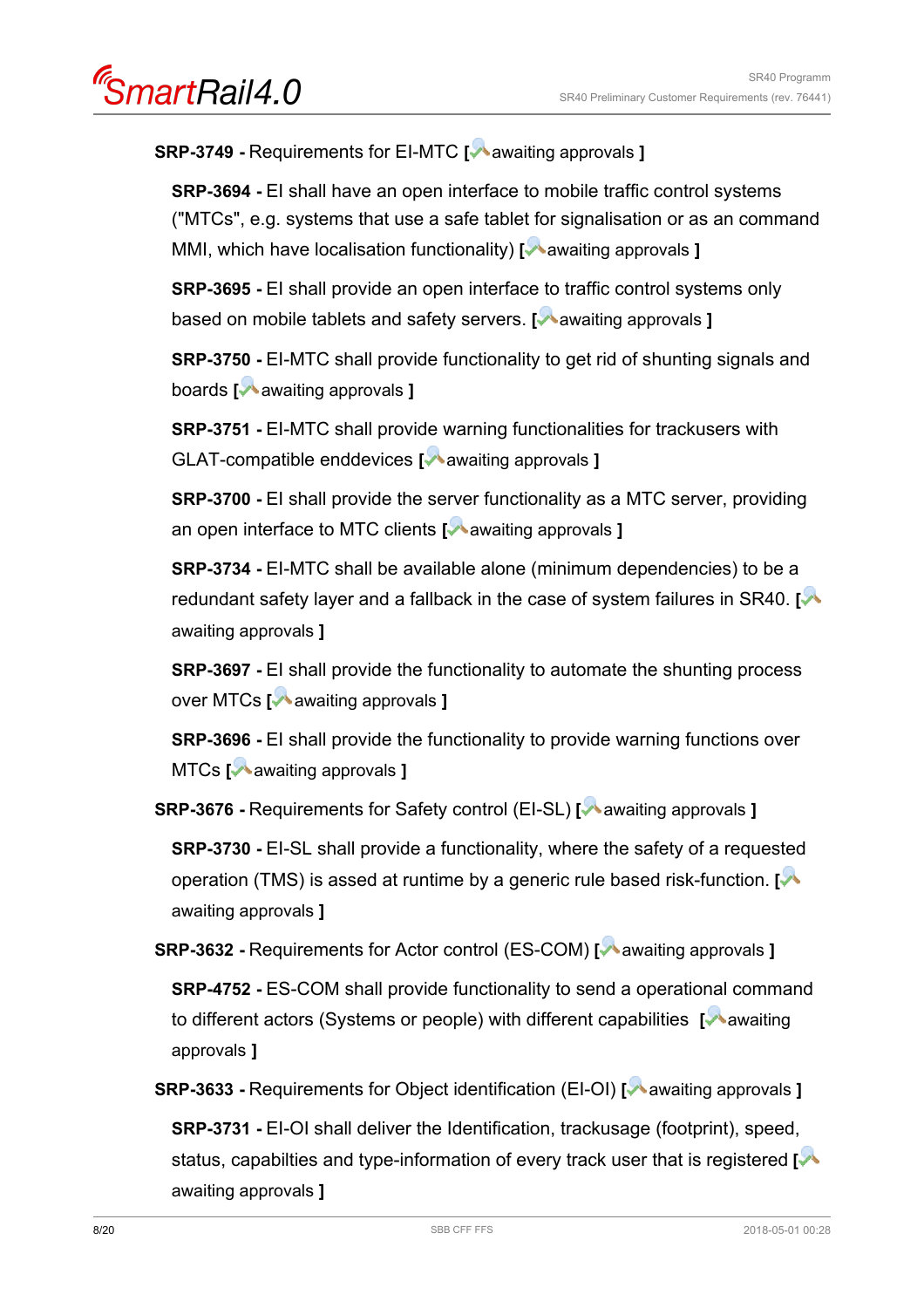**SRP-3749 -** Requirements for EI-MTC [ awaiting approvals ]

**SRP-3694 -** EI shall have an open interface to mobile traffic control systems ("MTCs", e.g. systems that use a safe tablet for signalisation or as an command MMI, which have localisation functionality) [ awaiting approvals ]

**SRP-3695 -** EI shall provide an open interface to traffic control systems only based on mobile tablets and safety servers. [ awaiting approvals ]

**SRP-3750 -** EI-MTC shall provide functionality to get rid of shunting signals and boards [ awaiting approvals ]

**SRP-3751 -** EI-MTC shall provide warning functionalities for trackusers with GLAT-compatible enddevices [ awaiting approvals ]

**SRP-3700 -** EI shall provide the server functionality as a MTC server, providing an open interface to MTC clients [ awaiting approvals ]

**SRP-3734 -** EI-MTC shall be available alone (minimum dependencies) to be a redundant safety layer and a fallback in the case of system failures in SR40. [ awaiting approvals ]

**SRP-3697 -** EI shall provide the functionality to automate the shunting process over MTCs [ awaiting approvals ]

**SRP-3696 -** EI shall provide the functionality to provide warning functions over MTCs [ awaiting approvals ]

**SRP-3676 -** Requirements for Safety control (EI-SL) [ awaiting approvals ]

**SRP-3730 -** EI-SL shall provide a functionality, where the safety of a requested operation (TMS) is assed at runtime by a generic rule based risk-function. [ awaiting approvals ]

**SRP-3632 -** Requirements for Actor control (ES-COM) [ awaiting approvals ]

**SRP-4752 -** ES-COM shall provide functionality to send a operational command to different actors (Systems or people) with different capabilities [ awaiting approvals ]

**SRP-3633 -** Requirements for Object identification (EI-OI) [ awaiting approvals ]

**SRP-3731 -** EI-OI shall deliver the Identification, trackusage (footprint), speed, status, capabilties and type-information of every track user that is registered [ awaiting approvals ]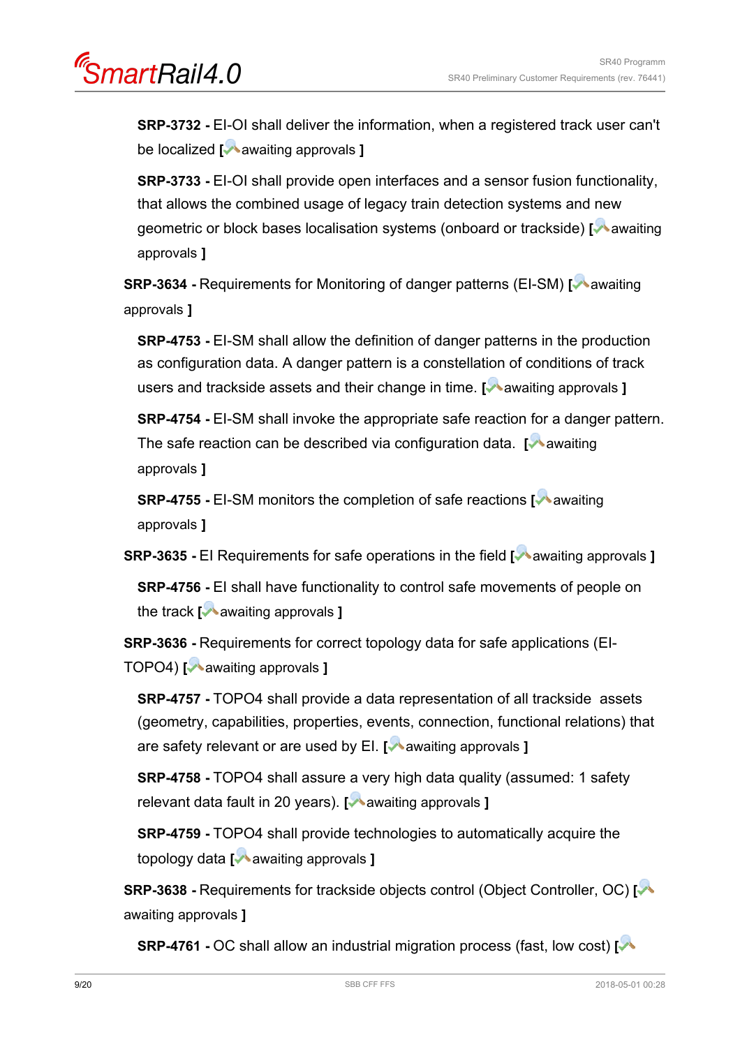**SRP-3732 -** EI-OI shall deliver the information, when a registered track user can't be localized **[** awaiting approvals **]**

**SRP-3733 -** EI-OI shall provide open interfaces and a sensor fusion functionality, that allows the combined usage of legacy train detection systems and new geometric or block bases localisation systems (onboard or trackside) **[** awaiting approvals **]**

**SRP-3634 -** Requirements for Monitoring of danger patterns (EI-SM) **[** awaiting approvals **]**

**SRP-4753 -** EI-SM shall allow the definition of danger patterns in the production as configuration data. A danger pattern is a constellation of conditions of track users and trackside assets and their change in time. **[** awaiting approvals **]**

**SRP-4754 -** EI-SM shall invoke the appropriate safe reaction for a danger pattern. The safe reaction can be described via configuration data. **[** awaiting approvals **]**

**SRP-4755 -** EI-SM monitors the completion of safe reactions **[** awaiting approvals **]**

**SRP-3635 -** EI Requirements for safe operations in the field **[** awaiting approvals **]**

**SRP-4756 -** EI shall have functionality to control safe movements of people on the track **[** awaiting approvals **]**

**SRP-3636 -** Requirements for correct topology data for safe applications (EI-TOPO4) **[** awaiting approvals **]**

**SRP-4757 -** TOPO4 shall provide a data representation of all trackside assets (geometry, capabilities, properties, events, connection, functional relations) that are safety relevant or are used by EI. **[** awaiting approvals **]**

**SRP-4758 -** TOPO4 shall assure a very high data quality (assumed: 1 safety relevant data fault in 20 years). **[** awaiting approvals **]**

**SRP-4759 -** TOPO4 shall provide technologies to automatically acquire the topology data **[** awaiting approvals **]**

**SRP-3638 -** Requirements for trackside objects control (Object Controller, OC) **[** awaiting approvals **]**

**SRP-4761 -** OC shall allow an industrial migration process (fast, low cost) **[**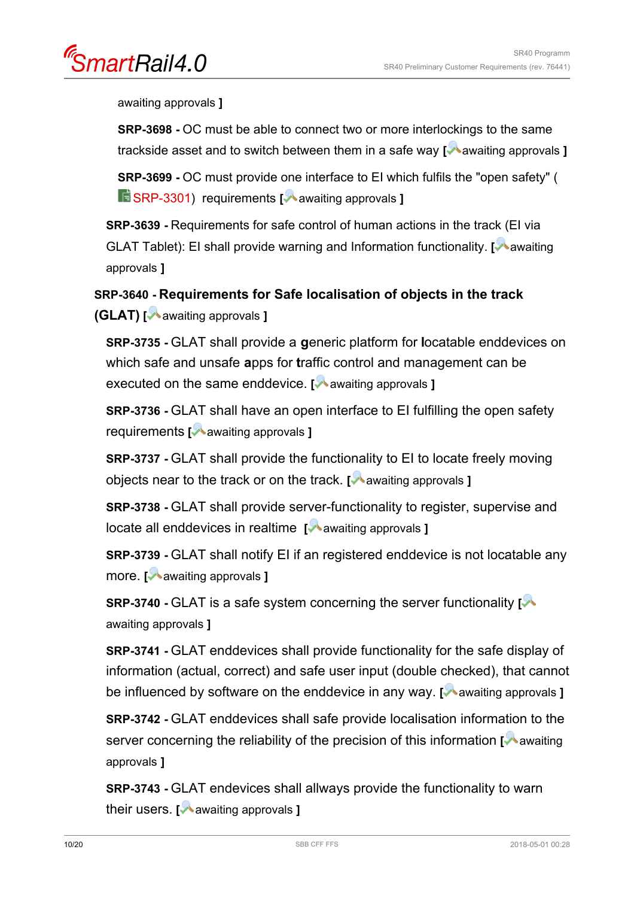awaiting approvals ]

**SRP-3698 -** OC must be able to connect two or more interlockings to the same trackside asset and to switch between them in a safe way [awaiting approvals ]

**SRP-3699 -** OC must provide one interface to EI which fulfils the "open safety" ( SRP-3301) requirements [awaiting approvals ]

**SRP-3639 -** Requirements for safe control of human actions in the track (EI via GLAT Tablet): EI shall provide warning and Information functionality. [awaiting approvals ]

**SRP-3640 - Requirements for Safe localisation of objects in the track (GLAT)** [awaiting approvals ]

**SRP-3735 -** GLAT shall provide a **g**eneric platform for **l**ocatable enddevices on which safe and unsafe **a**pps for **t**raffic control and management can be executed on the same enddevice. [awaiting approvals ]

**SRP-3736 -** GLAT shall have an open interface to EI fulfilling the open safety requirements [awaiting approvals ]

**SRP-3737 -** GLAT shall provide the functionality to EI to locate freely moving objects near to the track or on the track. [awaiting approvals ]

**SRP-3738 -** GLAT shall provide server-functionality to register, supervise and locate all enddevices in realtime [awaiting approvals ]

**SRP-3739 -** GLAT shall notify EI if an registered enddevice is not locatable any more. [awaiting approvals ]

**SRP-3740 -** GLAT is a safe system concerning the server functionality [awaiting approvals ]

**SRP-3741 -** GLAT enddevices shall provide functionality for the safe display of information (actual, correct) and safe user input (double checked), that cannot be influenced by software on the enddevice in any way. [awaiting approvals ]

**SRP-3742 -** GLAT enddevices shall safe provide localisation information to the server concerning the reliability of the precision of this information [awaiting approvals ]

**SRP-3743 -** GLAT endevices shall allways provide the functionality to warn their users. [awaiting approvals ]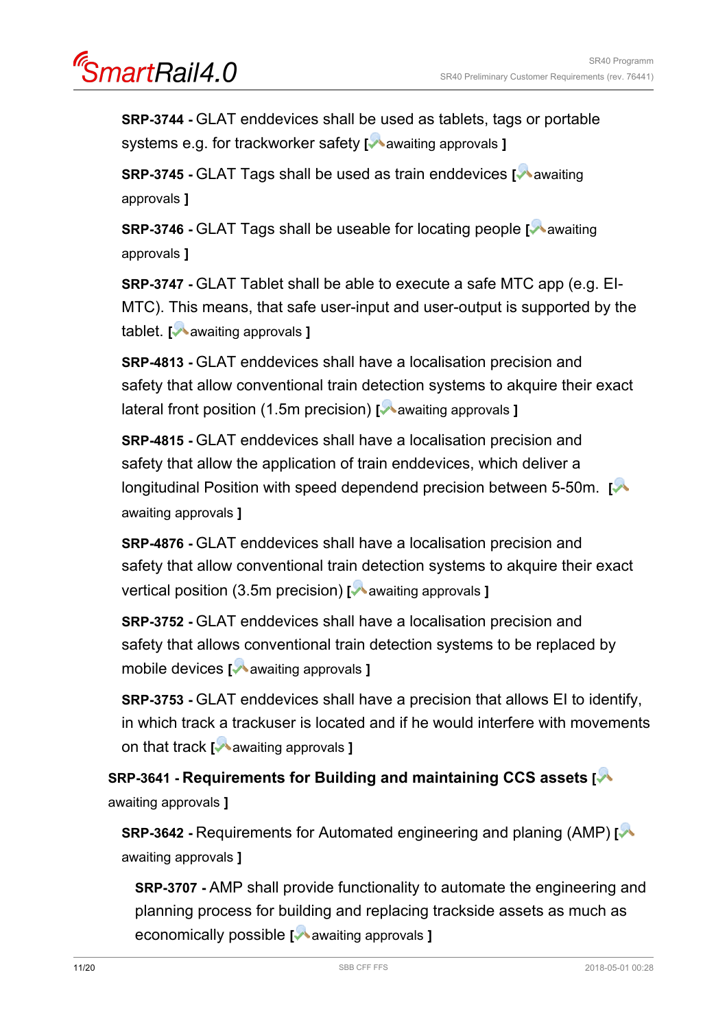**SRP-3744 -** GLAT enddevices shall be used as tablets, tags or portable systems e.g. for trackworker safety [awaiting approvals ]

**SRP-3745 -** GLAT Tags shall be used as train enddevices [awaiting approvals ]

**SRP-3746 -** GLAT Tags shall be useable for locating people [awaiting approvals ]

**SRP-3747 -** GLAT Tablet shall be able to execute a safe MTC app (e.g. EI-MTC). This means, that safe user-input and user-output is supported by the tablet. [awaiting approvals ]

**SRP-4813 -** GLAT enddevices shall have a localisation precision and safety that allow conventional train detection systems to akquire their exact lateral front position (1.5m precision) [awaiting approvals ]

**SRP-4815 -** GLAT enddevices shall have a localisation precision and safety that allow the application of train enddevices, which deliver a longitudinal Position with speed dependend precision between 5-50m. [awaiting approvals ]

**SRP-4876 -** GLAT enddevices shall have a localisation precision and safety that allow conventional train detection systems to akquire their exact vertical position (3.5m precision) [awaiting approvals ]

**SRP-3752 -** GLAT enddevices shall have a localisation precision and safety that allows conventional train detection systems to be replaced by mobile devices [awaiting approvals ]

**SRP-3753 -** GLAT enddevices shall have a precision that allows EI to identify, in which track a trackuser is located and if he would interfere with movements on that track [awaiting approvals ]

**SRP-3641 - Requirements for Building and maintaining CCS assets** [awaiting approvals ]

**SRP-3642 -** Requirements for Automated engineering and planing (AMP) [awaiting approvals ]

**SRP-3707 -** AMP shall provide functionality to automate the engineering and planning process for building and replacing trackside assets as much as economically possible [awaiting approvals ]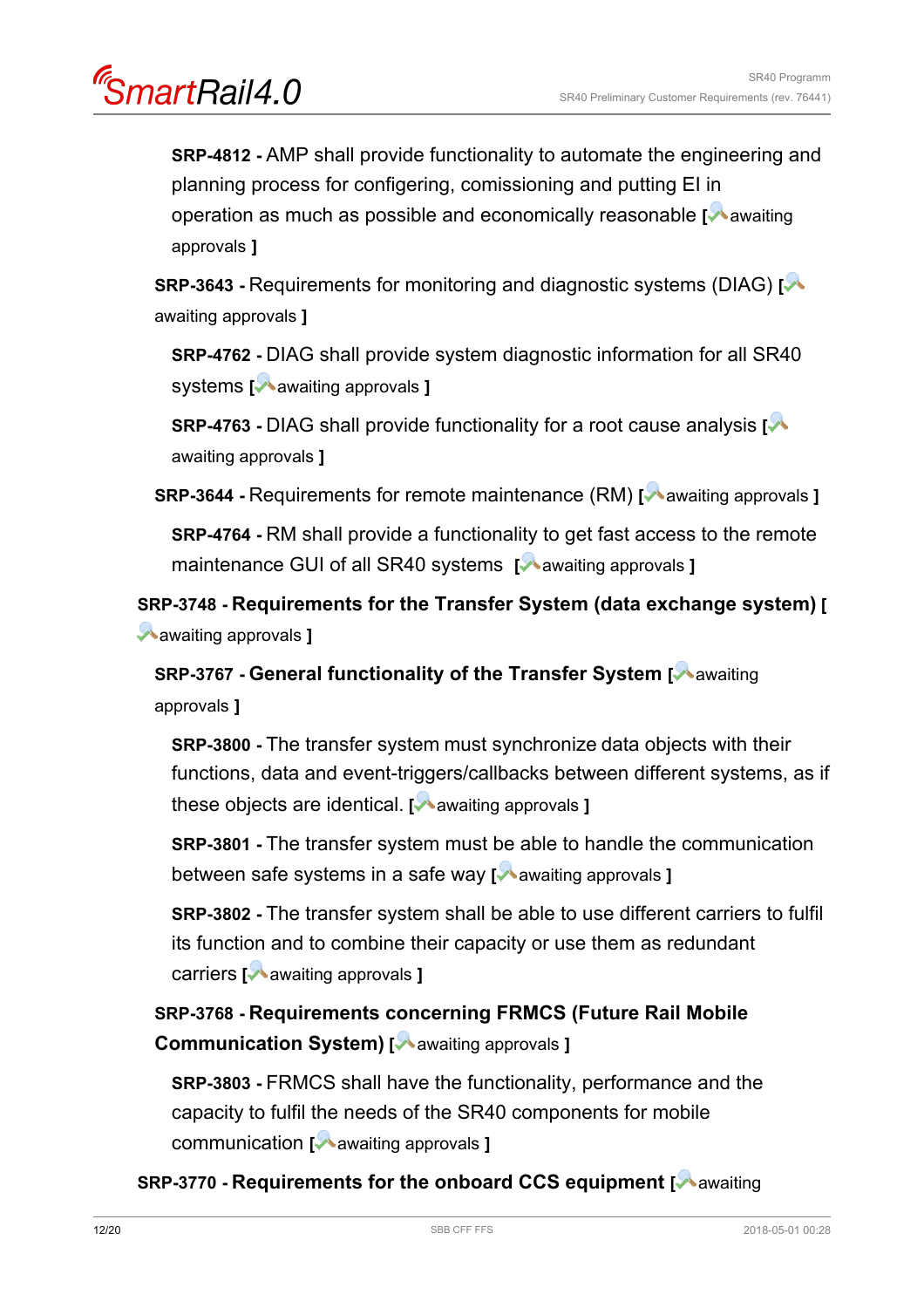**SRP-4812 -** AMP shall provide functionality to automate the engineering and planning process for configering, comissioning and putting EI in operation as much as possible and economically reasonable **[** awaiting approvals **]**

**SRP-3643 -** Requirements for monitoring and diagnostic systems (DIAG) **[** awaiting approvals **]**

**SRP-4762 -** DIAG shall provide system diagnostic information for all SR40 systems **[** awaiting approvals **]**

**SRP-4763 -** DIAG shall provide functionality for a root cause analysis **[** awaiting approvals **]**

**SRP-3644 -** Requirements for remote maintenance (RM) **[** awaiting approvals **]**

**SRP-4764 -** RM shall provide a functionality to get fast access to the remote maintenance GUI of all SR40 systems **[** awaiting approvals **]**

**SRP-3748 - Requirements for the Transfer System (data exchange system) [** awaiting approvals **]**

**SRP-3767 - General functionality of the Transfer System [** awaiting approvals **]**

**SRP-3800 -** The transfer system must synchronize data objects with their functions, data and event-triggers/callbacks between different systems, as if these objects are identical. **[** awaiting approvals **]**

**SRP-3801 -** The transfer system must be able to handle the communication between safe systems in a safe way **[** awaiting approvals **]**

**SRP-3802 -** The transfer system shall be able to use different carriers to fulfil its function and to combine their capacity or use them as redundant carriers **[** awaiting approvals **]**

**SRP-3768 - Requirements concerning FRMCS (Future Rail Mobile Communication System) [** awaiting approvals **]**

**SRP-3803 -** FRMCS shall have the functionality, performance and the capacity to fulfil the needs of the SR40 components for mobile communication **[** awaiting approvals **]**

**SRP-3770 - Requirements for the onboard CCS equipment [** awaiting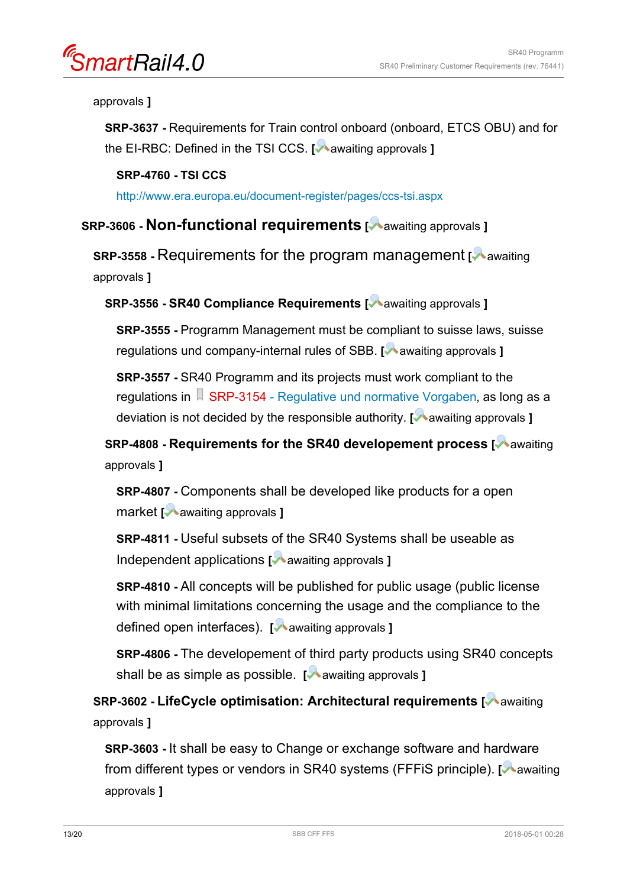approvals ]

**SRP-3637 -** Requirements for Train control onboard (onboard, ETCS OBU) and for the EI-RBC: Defined in the TSI CCS. [ awaiting approvals ]

**SRP-4760 - TSI CCS**

http://www.era.europa.eu/document-register/pages/ccs-tsi.aspx

## SRP-3606 - Non-functional requirements [ awaiting approvals ]

### SRP-3558 - Requirements for the program management [ awaiting approvals ]

**SRP-3556 - SR40 Compliance Requirements** [ awaiting approvals ]

**SRP-3555 -** Programm Management must be compliant to suisse laws, suisse regulations und company-internal rules of SBB. [ awaiting approvals ]

**SRP-3557 -** SR40 Programm and its projects must work compliant to the regulations in SRP-3154 - Regulative und normative Vorgaben, as long as a deviation is not decided by the responsible authority. [ awaiting approvals ]

**SRP-4808 - Requirements for the SR40 developement process** [ awaiting approvals ]

**SRP-4807 -** Components shall be developed like products for a open market [ awaiting approvals ]

**SRP-4811 -** Useful subsets of the SR40 Systems shall be useable as Independent applications [ awaiting approvals ]

**SRP-4810 -** All concepts will be published for public usage (public license with minimal limitations concerning the usage and the compliance to the defined open interfaces). [ awaiting approvals ]

**SRP-4806 -** The developement of third party products using SR40 concepts shall be as simple as possible. [ awaiting approvals ]

**SRP-3602 - LifeCycle optimisation: Architectural requirements** [ awaiting approvals ]

**SRP-3603 -** It shall be easy to Change or exchange software and hardware from different types or vendors in SR40 systems (FFFiS principle). [ awaiting approvals ]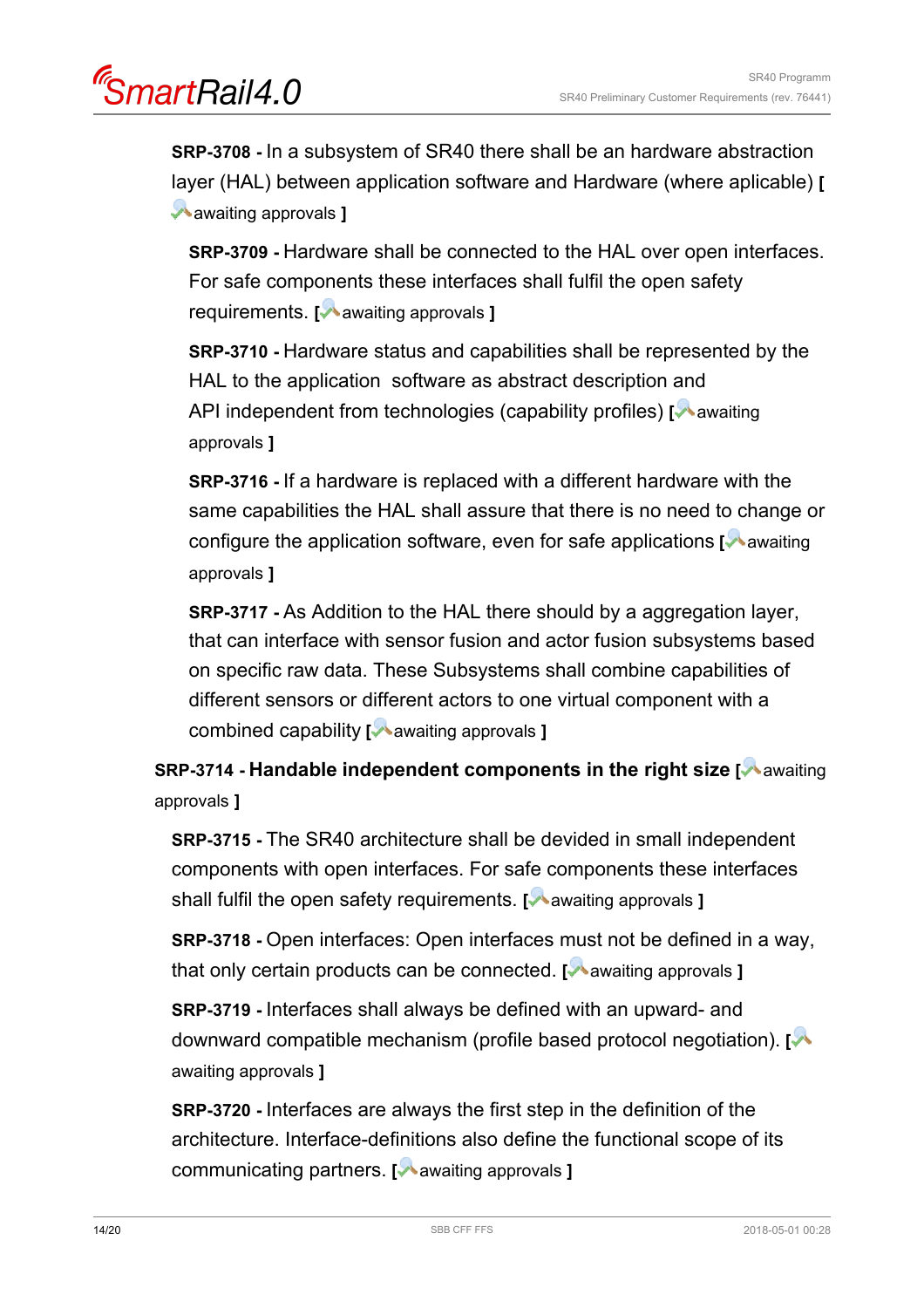**SRP-3708 -** In a subsystem of SR40 there shall be an hardware abstraction layer (HAL) between application software and Hardware (where aplicable) **[** awaiting approvals **]**

**SRP-3709 -** Hardware shall be connected to the HAL over open interfaces. For safe components these interfaces shall fulfil the open safety requirements. **[** awaiting approvals **]**

**SRP-3710 -** Hardware status and capabilities shall be represented by the HAL to the application software as abstract description and API independent from technologies (capability profiles) **[** awaiting approvals **]**

**SRP-3716 -** If a hardware is replaced with a different hardware with the same capabilities the HAL shall assure that there is no need to change or configure the application software, even for safe applications **[** awaiting approvals **]**

**SRP-3717 -** As Addition to the HAL there should by a aggregation layer, that can interface with sensor fusion and actor fusion subsystems based on specific raw data. These Subsystems shall combine capabilities of different sensors or different actors to one virtual component with a combined capability **[** awaiting approvals **]**

**SRP-3714 - Handable independent components in the right size [** awaiting approvals **]**

**SRP-3715 -** The SR40 architecture shall be devided in small independent components with open interfaces. For safe components these interfaces shall fulfil the open safety requirements. **[** awaiting approvals **]**

**SRP-3718 -** Open interfaces: Open interfaces must not be defined in a way, that only certain products can be connected. **[** awaiting approvals **]**

**SRP-3719 -** Interfaces shall always be defined with an upward- and downward compatible mechanism (profile based protocol negotiation). **[** awaiting approvals **]**

**SRP-3720 -** Interfaces are always the first step in the definition of the architecture. Interface-definitions also define the functional scope of its communicating partners. **[** awaiting approvals **]**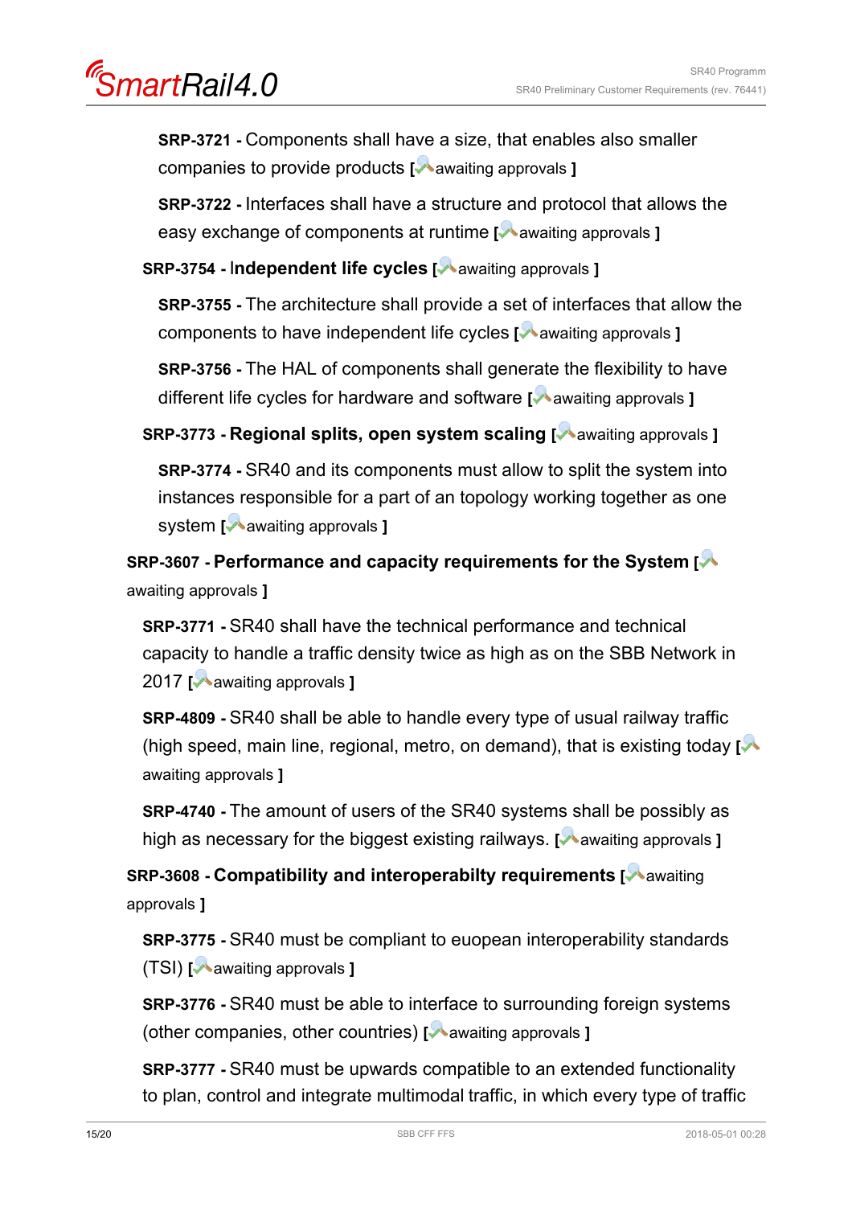**SRP-3721 -** Components shall have a size, that enables also smaller companies to provide products [awaiting approvals ]

**SRP-3722 -** Interfaces shall have a structure and protocol that allows the easy exchange of components at runtime [awaiting approvals ]

**SRP-3754 - Independent life cycles** [awaiting approvals ]

**SRP-3755 -** The architecture shall provide a set of interfaces that allow the components to have independent life cycles [awaiting approvals ]

**SRP-3756 -** The HAL of components shall generate the flexibility to have different life cycles for hardware and software [awaiting approvals ]

**SRP-3773 - Regional splits, open system scaling** [awaiting approvals ]

**SRP-3774 -** SR40 and its components must allow to split the system into instances responsible for a part of an topology working together as one system [awaiting approvals ]

**SRP-3607 - Performance and capacity requirements for the System** [awaiting approvals ]

**SRP-3771 -** SR40 shall have the technical performance and technical capacity to handle a traffic density twice as high as on the SBB Network in 2017 [awaiting approvals ]

**SRP-4809 -** SR40 shall be able to handle every type of usual railway traffic (high speed, main line, regional, metro, on demand), that is existing today [awaiting approvals ]

**SRP-4740 -** The amount of users of the SR40 systems shall be possibly as high as necessary for the biggest existing railways. [awaiting approvals ]

**SRP-3608 - Compatibility and interoperabilty requirements** [awaiting approvals ]

**SRP-3775 -** SR40 must be compliant to euopean interoperability standards (TSI) [awaiting approvals ]

**SRP-3776 -** SR40 must be able to interface to surrounding foreign systems (other companies, other countries) [awaiting approvals ]

**SRP-3777 -** SR40 must be upwards compatible to an extended functionality to plan, control and integrate multimodal traffic, in which every type of traffic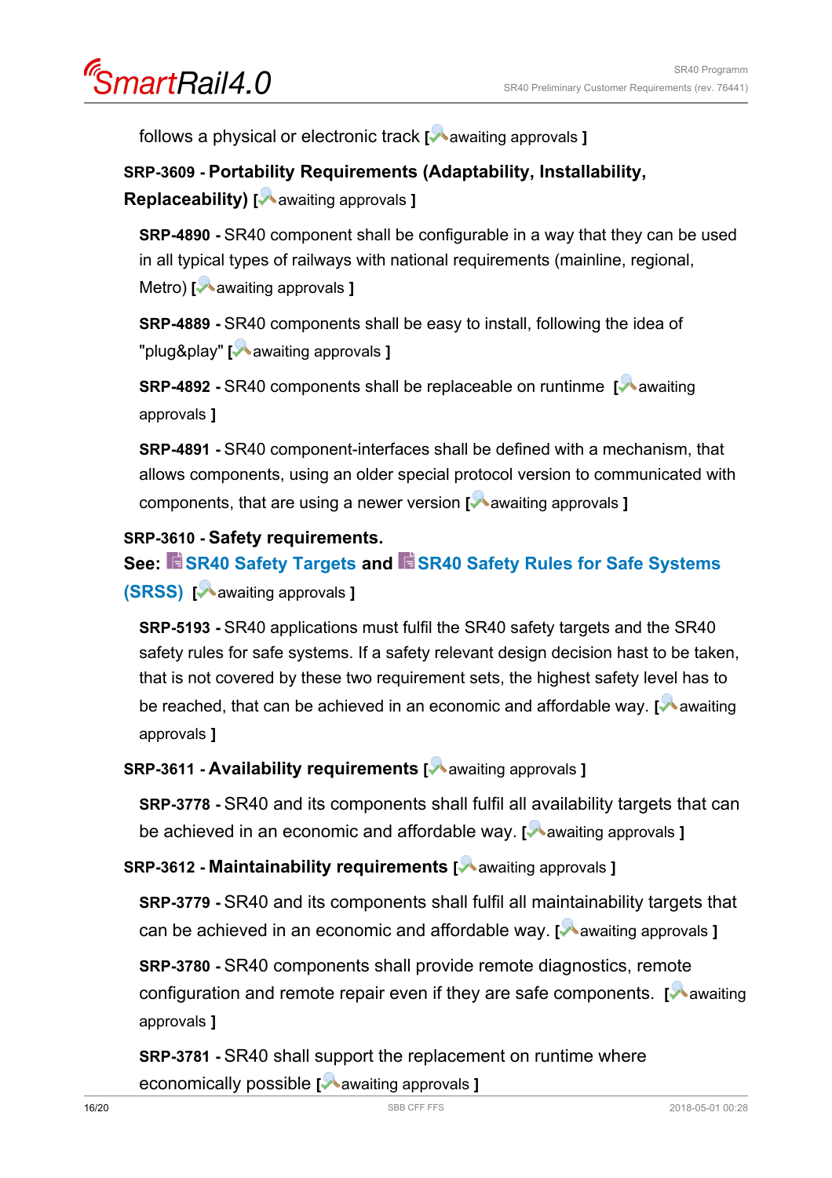follows a physical or electronic track [awaiting approvals ]

**SRP-3609 - Portability Requirements (Adaptability, Installability, Replaceability)** [awaiting approvals ]

**SRP-4890 -** SR40 component shall be configurable in a way that they can be used in all typical types of railways with national requirements (mainline, regional, Metro) [awaiting approvals ]

**SRP-4889 -** SR40 components shall be easy to install, following the idea of "plug&play" [awaiting approvals ]

**SRP-4892 -** SR40 components shall be replaceable on runtinme [awaiting approvals ]

**SRP-4891 -** SR40 component-interfaces shall be defined with a mechanism, that allows components, using an older special protocol version to communicated with components, that are using a newer version [awaiting approvals ]

**SRP-3610 - Safety requirements.**
**See: SR40 Safety Targets and SR40 Safety Rules for Safe Systems (SRSS)** [awaiting approvals ]

**SRP-5193 -** SR40 applications must fulfil the SR40 safety targets and the SR40 safety rules for safe systems. If a safety relevant design decision hast to be taken, that is not covered by these two requirement sets, the highest safety level has to be reached, that can be achieved in an economic and affordable way. [awaiting approvals ]

**SRP-3611 - Availability requirements** [awaiting approvals ]

**SRP-3778 -** SR40 and its components shall fulfil all availability targets that can be achieved in an economic and affordable way. [awaiting approvals ]

**SRP-3612 - Maintainability requirements** [awaiting approvals ]

**SRP-3779 -** SR40 and its components shall fulfil all maintainability targets that can be achieved in an economic and affordable way. [awaiting approvals ]

**SRP-3780 -** SR40 components shall provide remote diagnostics, remote configuration and remote repair even if they are safe components. [awaiting approvals ]

**SRP-3781 -** SR40 shall support the replacement on runtime where economically possible [awaiting approvals ]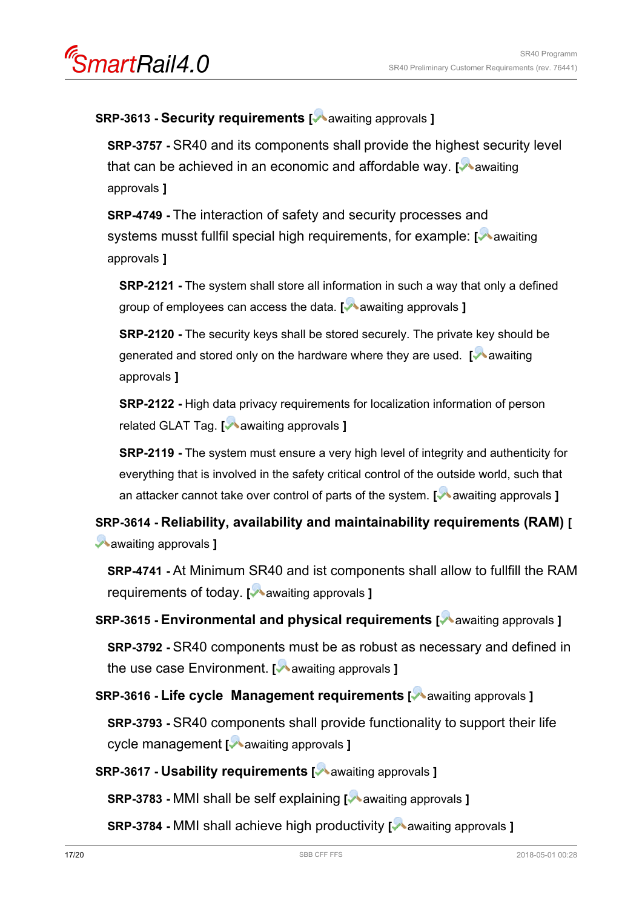**SRP-3613 - Security requirements** [ awaiting approvals ]

**SRP-3757 -** SR40 and its components shall provide the highest security level that can be achieved in an economic and affordable way. [ awaiting approvals ]

**SRP-4749 -** The interaction of safety and security processes and systems musst fullfil special high requirements, for example: [ awaiting approvals ]

**SRP-2121 -** The system shall store all information in such a way that only a defined group of employees can access the data. [ awaiting approvals ]

**SRP-2120 -** The security keys shall be stored securely. The private key should be generated and stored only on the hardware where they are used. [ awaiting approvals ]

**SRP-2122 -** High data privacy requirements for localization information of person related GLAT Tag. [ awaiting approvals ]

**SRP-2119 -** The system must ensure a very high level of integrity and authenticity for everything that is involved in the safety critical control of the outside world, such that an attacker cannot take over control of parts of the system. [ awaiting approvals ]

**SRP-3614 - Reliability, availability and maintainability requirements (RAM)** [ awaiting approvals ]

**SRP-4741 -** At Minimum SR40 and ist components shall allow to fullfill the RAM requirements of today. [ awaiting approvals ]

**SRP-3615 - Environmental and physical requirements** [ awaiting approvals ]

**SRP-3792 -** SR40 components must be as robust as necessary and defined in the use case Environment. [ awaiting approvals ]

**SRP-3616 - Life cycle Management requirements** [ awaiting approvals ]

**SRP-3793 -** SR40 components shall provide functionality to support their life cycle management [ awaiting approvals ]

**SRP-3617 - Usability requirements** [ awaiting approvals ]

**SRP-3783 -** MMI shall be self explaining [ awaiting approvals ]

**SRP-3784 -** MMI shall achieve high productivity [ awaiting approvals ]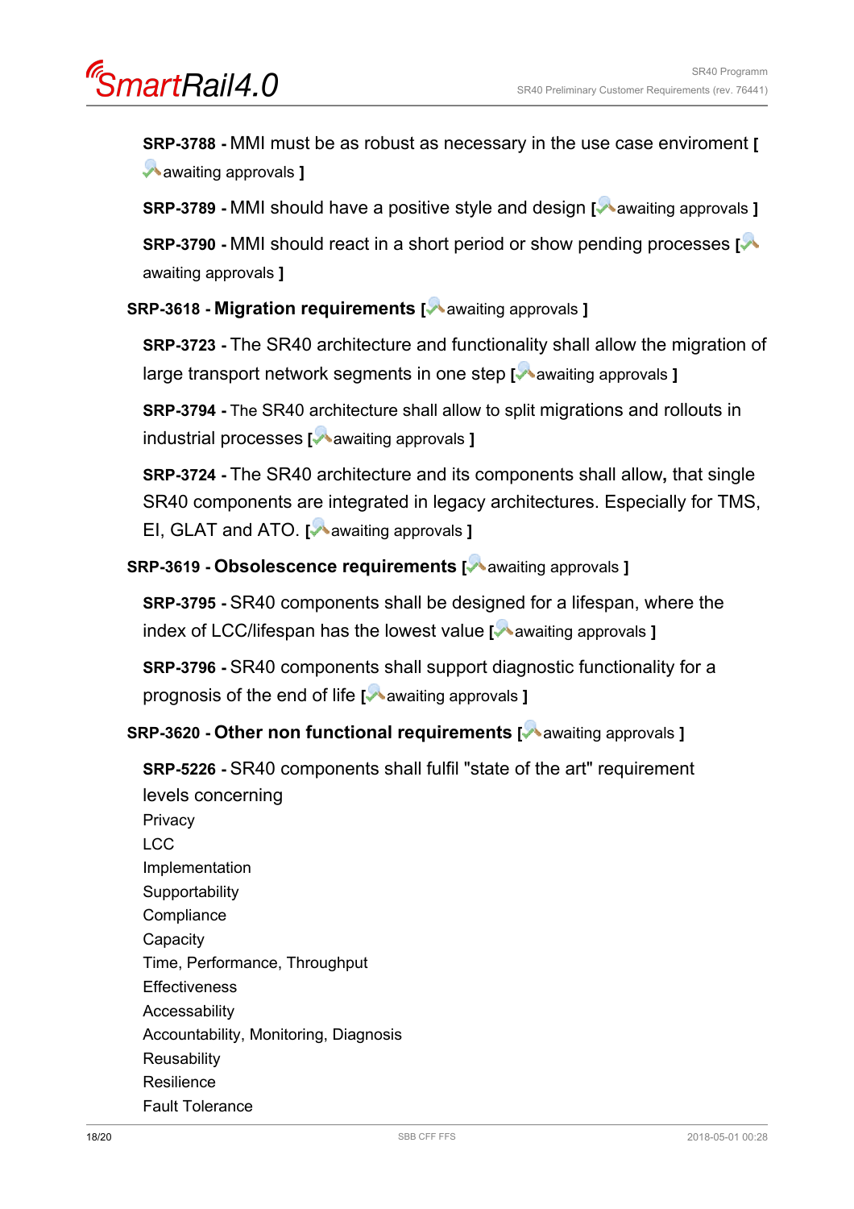**SRP-3788 -** MMI must be as robust as necessary in the use case enviroment [ awaiting approvals ]

**SRP-3789 -** MMI should have a positive style and design [ awaiting approvals ]

**SRP-3790 -** MMI should react in a short period or show pending processes [ awaiting approvals ]

**SRP-3618 - Migration requirements** [ awaiting approvals ]

**SRP-3723 -** The SR40 architecture and functionality shall allow the migration of large transport network segments in one step [ awaiting approvals ]

**SRP-3794 -** The SR40 architecture shall allow to split migrations and rollouts in industrial processes [ awaiting approvals ]

**SRP-3724 -** The SR40 architecture and its components shall allow**,** that single SR40 components are integrated in legacy architectures. Especially for TMS, EI, GLAT and ATO. [ awaiting approvals ]

**SRP-3619 - Obsolescence requirements** [ awaiting approvals ]

**SRP-3795 -** SR40 components shall be designed for a lifespan, where the index of LCC/lifespan has the lowest value [ awaiting approvals ]

**SRP-3796 -** SR40 components shall support diagnostic functionality for a prognosis of the end of life [ awaiting approvals ]

**SRP-3620 - Other non functional requirements** [ awaiting approvals ]

**SRP-5226 -** SR40 components shall fulfil "state of the art" requirement levels concerning
Privacy
LCC
Implementation
Supportability
Compliance
Capacity
Time, Performance, Throughput
Effectiveness
Accessability
Accountability, Monitoring, Diagnosis
Reusability
Resilience
Fault Tolerance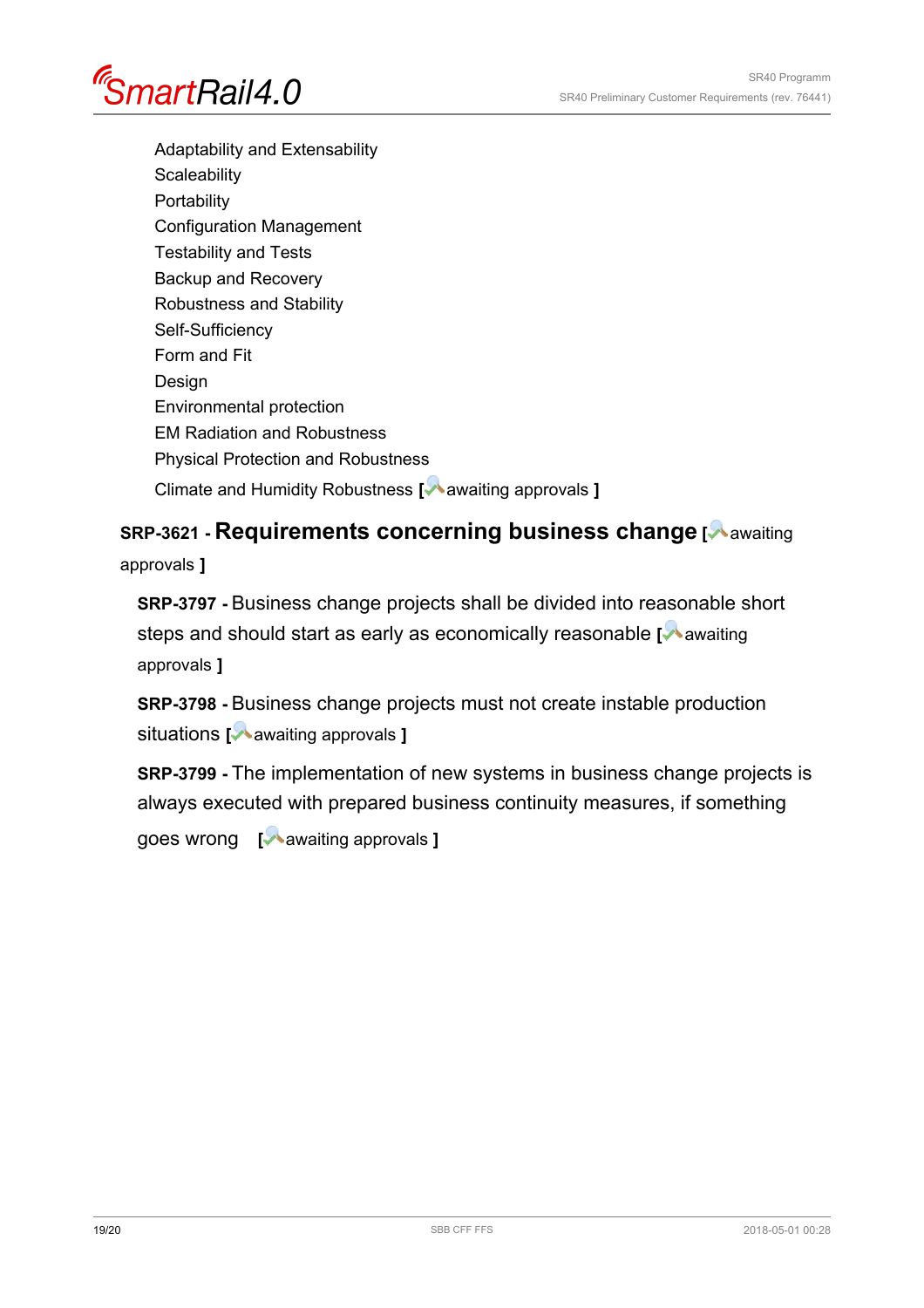Adaptability and Extensability
Scaleability
Portability
Configuration Management
Testability and Tests
Backup and Recovery
Robustness and Stability
Self-Sufficiency
Form and Fit
Design
Environmental protection
EM Radiation and Robustness
Physical Protection and Robustness
Climate and Humidity Robustness **[** awaiting approvals **]**

## SRP-3621 - Requirements concerning business change [ awaiting approvals ]

**SRP-3797 -** Business change projects shall be divided into reasonable short steps and should start as early as economically reasonable **[** awaiting approvals **]**

**SRP-3798 -** Business change projects must not create instable production situations **[** awaiting approvals **]**

**SRP-3799 -** The implementation of new systems in business change projects is always executed with prepared business continuity measures, if something goes wrong **[** awaiting approvals **]**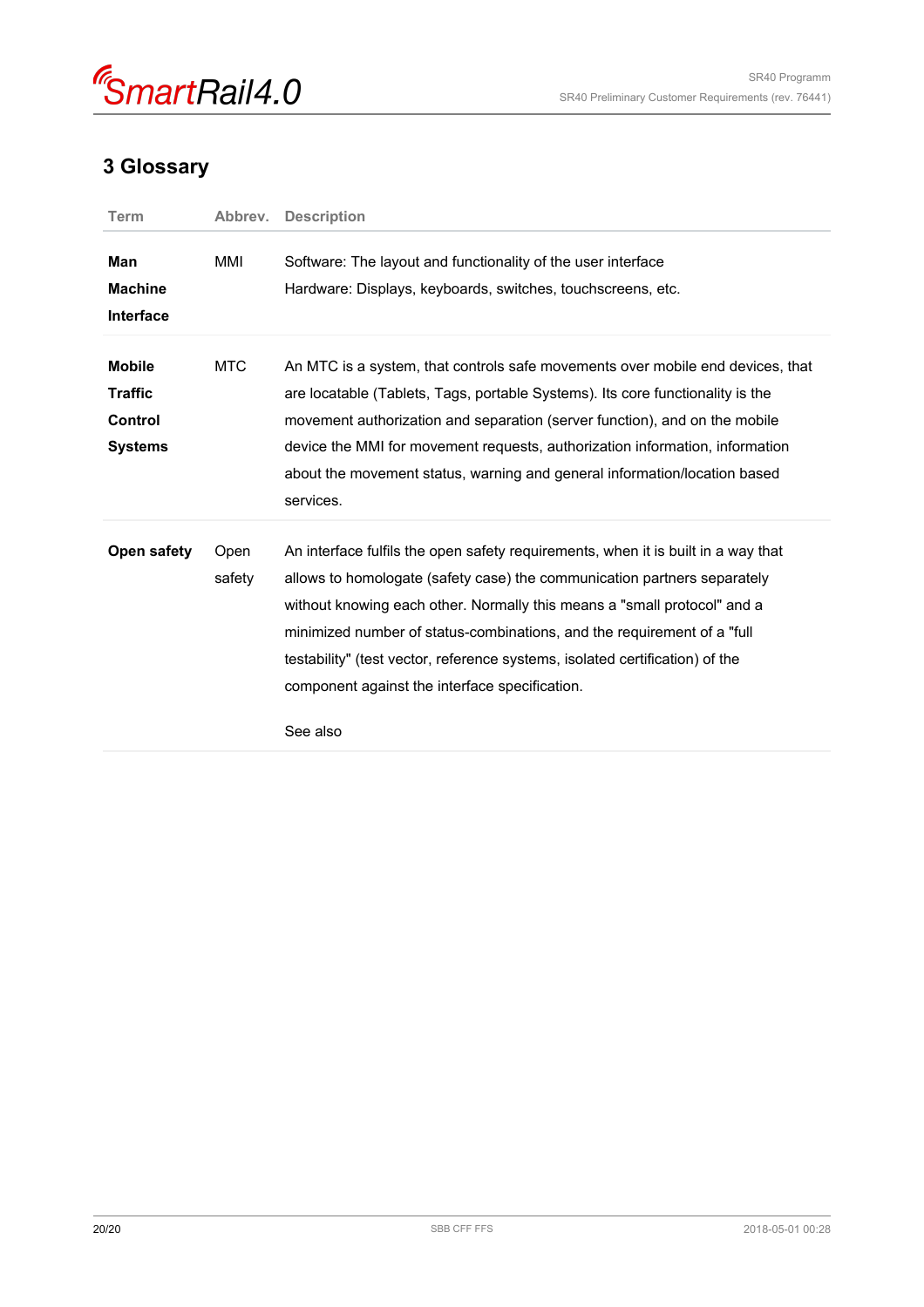# 3 Glossary

| Term | Abbrev. | Description |
|---|---|---|
| **Man Machine Interface** | MMI | Software: The layout and functionality of the user interface<br>Hardware: Displays, keyboards, switches, touchscreens, etc. |
| **Mobile Traffic Control Systems** | MTC | An MTC is a system, that controls safe movements over mobile end devices, that are locatable (Tablets, Tags, portable Systems). Its core functionality is the movement authorization and separation (server function), and on the mobile device the MMI for movement requests, authorization information, information about the movement status, warning and general information/location based services. |
| **Open safety** | Open safety | An interface fulfils the open safety requirements, when it is built in a way that allows to homologate (safety case) the communication partners separately without knowing each other. Normally this means a "small protocol" and a minimized number of status-combinations, and the requirement of a "full testability" (test vector, reference systems, isolated certification) of the component against the interface specification.<br><br>See also |